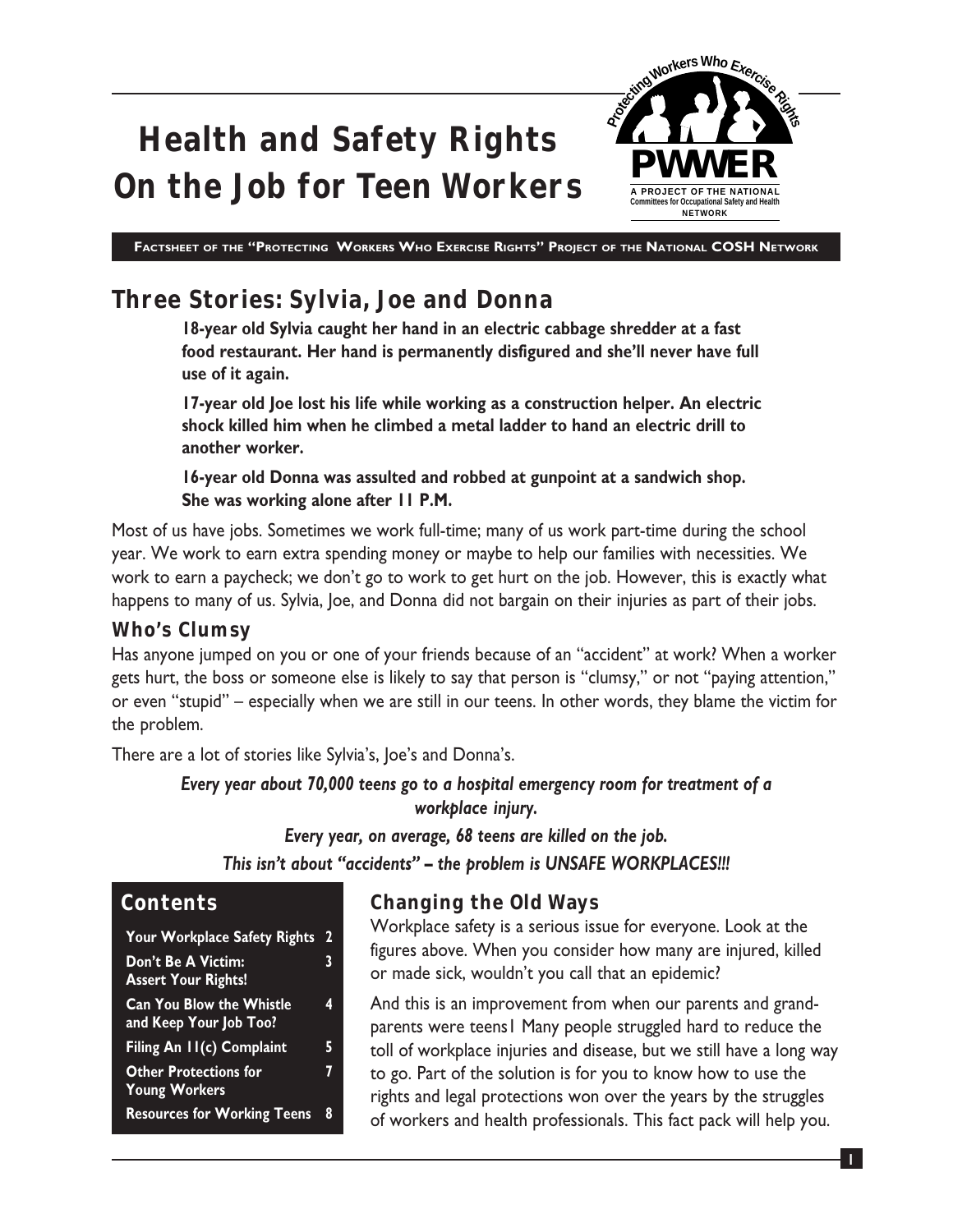# Health and Safety Rights On the Job for Teen Workers

Protecting Workers Who Exercise Rights

PWWER

A PROJECT OF THE NATIONAL Committees for Occupational Safety and Health NETWORK

FACTSHEET OF THE "PROTECTING WORKERS WHO EXERCISE RIGHTS" PROJECT OF THE NATIONAL COSH NETWORK

## Three Stories: Sylvia, Joe and Donna

**18-year old Sylvia caught her hand in an electric cabbage shredder at a fast food restaurant. Her hand is permanently disfigured and she'll never have full use of it again.**

**17-year old Joe lost his life while working as a construction helper. An electric shock killed him when he climbed a metal ladder to hand an electric drill to another worker.**

**16-year old Donna was assulted and robbed at gunpoint at a sandwich shop. She was working alone after 11 P.M.**

Most of us have jobs. Sometimes we work full-time; many of us work part-time during the school year. We work to earn extra spending money or maybe to help our families with necessities. We work to earn a paycheck; we don't go to work to get hurt on the job. However, this is exactly what happens to many of us. Sylvia, Joe, and Donna did not bargain on their injuries as part of their jobs.

### Who's Clumsy

Has anyone jumped on you or one of your friends because of an "accident" at work? When a worker gets hurt, the boss or someone else is likely to say that person is "clumsy," or not "paying attention," or even "stupid" – especially when we are still in our teens. In other words, they blame the victim for the problem.

There are a lot of stories like Sylvia's, Joe's and Donna's.

***Every year about 70,000 teens go to a hospital emergency room for treatment of a workplace injury.***

***Every year, on average, 68 teens are killed on the job.***

***This isn't about "accidents" – the problem is UNSAFE WORKPLACES!!!***

### Contents

| | |
|---|---|
| Your Workplace Safety Rights | 2 |
| Don't Be A Victim: Assert Your Rights! | 3 |
| Can You Blow the Whistle and Keep Your Job Too? | 4 |
| Filing An 11(c) Complaint | 5 |
| Other Protections for Young Workers | 7 |
| Resources for Working Teens | 8 |

### Changing the Old Ways

Workplace safety is a serious issue for everyone. Look at the figures above. When you consider how many are injured, killed or made sick, wouldn't you call that an epidemic?

And this is an improvement from when our parents and grand-parents were teens1 Many people struggled hard to reduce the toll of workplace injuries and disease, but we still have a long way to go. Part of the solution is for you to know how to use the rights and legal protections won over the years by the struggles of workers and health professionals. This fact pack will help you.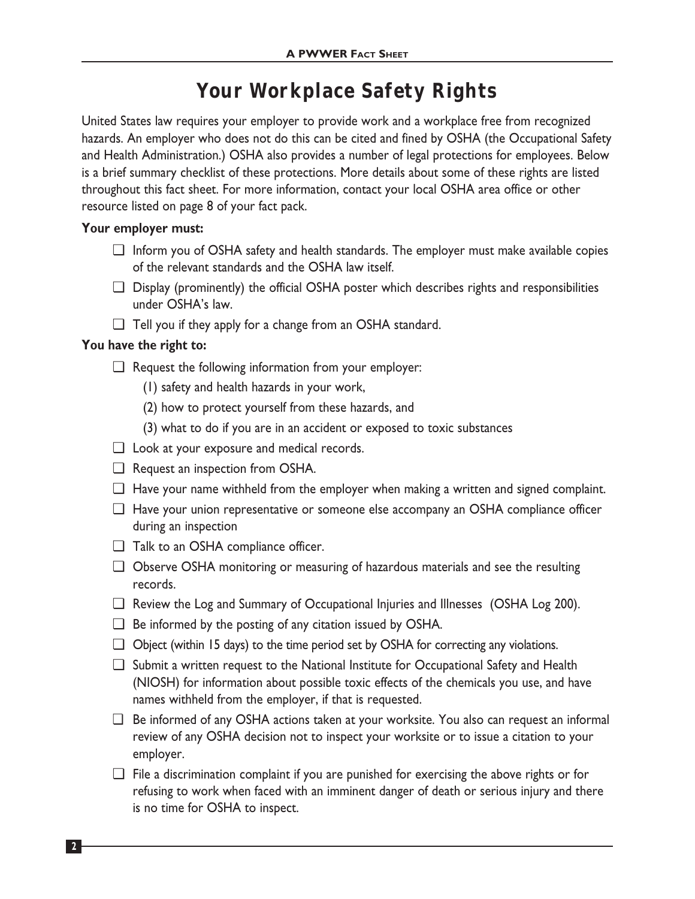# Your Workplace Safety Rights

United States law requires your employer to provide work and a workplace free from recognized hazards. An employer who does not do this can be cited and fined by OSHA (the Occupational Safety and Health Administration.) OSHA also provides a number of legal protections for employees. Below is a brief summary checklist of these protections. More details about some of these rights are listed throughout this fact sheet. For more information, contact your local OSHA area office or other resource listed on page 8 of your fact pack.

**Your employer must:**

- ❑ Inform you of OSHA safety and health standards. The employer must make available copies of the relevant standards and the OSHA law itself.
- ❑ Display (prominently) the official OSHA poster which describes rights and responsibilities under OSHA's law.
- ❑ Tell you if they apply for a change from an OSHA standard.

**You have the right to:**

- ❑ Request the following information from your employer:
  - (1) safety and health hazards in your work,
  - (2) how to protect yourself from these hazards, and
  - (3) what to do if you are in an accident or exposed to toxic substances
- ❑ Look at your exposure and medical records.
- ❑ Request an inspection from OSHA.
- ❑ Have your name withheld from the employer when making a written and signed complaint.
- ❑ Have your union representative or someone else accompany an OSHA compliance officer during an inspection
- ❑ Talk to an OSHA compliance officer.
- ❑ Observe OSHA monitoring or measuring of hazardous materials and see the resulting records.
- ❑ Review the Log and Summary of Occupational Injuries and Illnesses (OSHA Log 200).
- ❑ Be informed by the posting of any citation issued by OSHA.
- ❑ Object (within 15 days) to the time period set by OSHA for correcting any violations.
- ❑ Submit a written request to the National Institute for Occupational Safety and Health (NIOSH) for information about possible toxic effects of the chemicals you use, and have names withheld from the employer, if that is requested.
- ❑ Be informed of any OSHA actions taken at your worksite. You also can request an informal review of any OSHA decision not to inspect your worksite or to issue a citation to your employer.
- ❑ File a discrimination complaint if you are punished for exercising the above rights or for refusing to work when faced with an imminent danger of death or serious injury and there is no time for OSHA to inspect.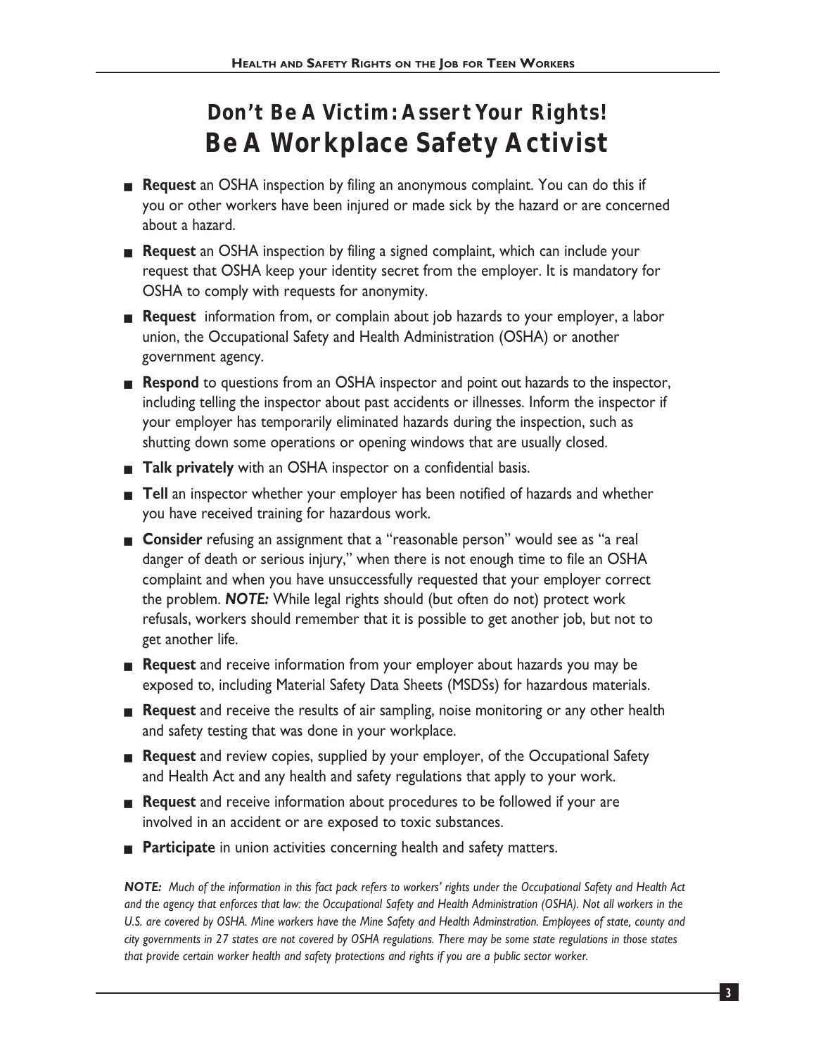# Don't Be A Victim: Assert Your Rights!
# Be A Workplace Safety Activist

- **Request** an OSHA inspection by filing an anonymous complaint. You can do this if you or other workers have been injured or made sick by the hazard or are concerned about a hazard.
- **Request** an OSHA inspection by filing a signed complaint, which can include your request that OSHA keep your identity secret from the employer. It is mandatory for OSHA to comply with requests for anonymity.
- **Request** information from, or complain about job hazards to your employer, a labor union, the Occupational Safety and Health Administration (OSHA) or another government agency.
- **Respond** to questions from an OSHA inspector and point out hazards to the inspector, including telling the inspector about past accidents or illnesses. Inform the inspector if your employer has temporarily eliminated hazards during the inspection, such as shutting down some operations or opening windows that are usually closed.
- **Talk privately** with an OSHA inspector on a confidential basis.
- **Tell** an inspector whether your employer has been notified of hazards and whether you have received training for hazardous work.
- **Consider** refusing an assignment that a "reasonable person" would see as "a real danger of death or serious injury," when there is not enough time to file an OSHA complaint and when you have unsuccessfully requested that your employer correct the problem. ***NOTE:*** While legal rights should (but often do not) protect work refusals, workers should remember that it is possible to get another job, but not to get another life.
- **Request** and receive information from your employer about hazards you may be exposed to, including Material Safety Data Sheets (MSDSs) for hazardous materials.
- **Request** and receive the results of air sampling, noise monitoring or any other health and safety testing that was done in your workplace.
- **Request** and review copies, supplied by your employer, of the Occupational Safety and Health Act and any health and safety regulations that apply to your work.
- **Request** and receive information about procedures to be followed if your are involved in an accident or are exposed to toxic substances.
- **Participate** in union activities concerning health and safety matters.

***NOTE:*** *Much of the information in this fact pack refers to workers' rights under the Occupational Safety and Health Act and the agency that enforces that law: the Occupational Safety and Health Administration (OSHA). Not all workers in the U.S. are covered by OSHA. Mine workers have the Mine Safety and Health Adminstration. Employees of state, county and city governments in 27 states are not covered by OSHA regulations. There may be some state regulations in those states that provide certain worker health and safety protections and rights if you are a public sector worker.*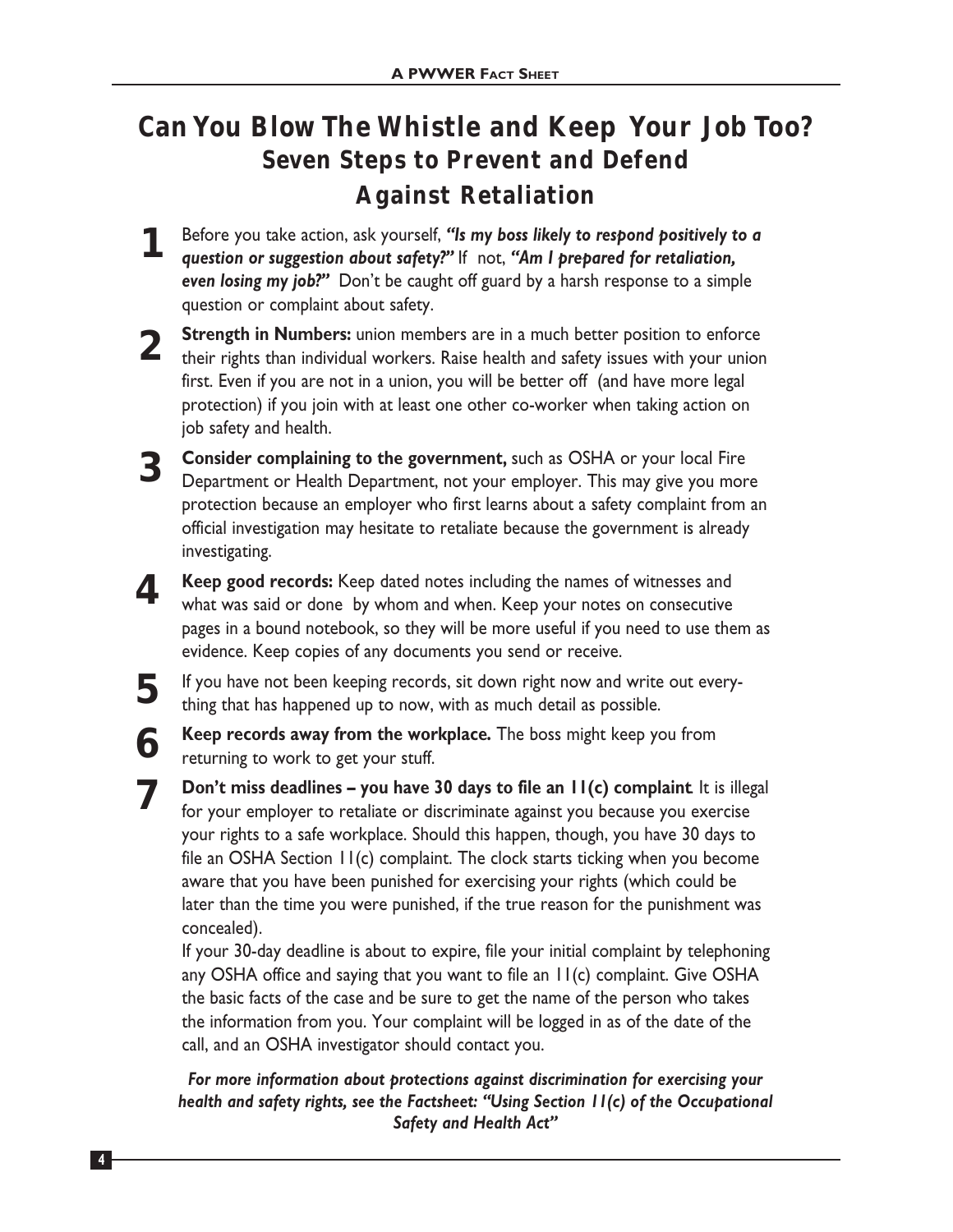# Can You Blow The Whistle and Keep Your Job Too?
## Seven Steps to Prevent and Defend Against Retaliation

1. Before you take action, ask yourself, ***"Is my boss likely to respond positively to a question or suggestion about safety?"*** If not, ***"Am I prepared for retaliation, even losing my job?"*** Don't be caught off guard by a harsh response to a simple question or complaint about safety.

2. **Strength in Numbers:** union members are in a much better position to enforce their rights than individual workers. Raise health and safety issues with your union first. Even if you are not in a union, you will be better off (and have more legal protection) if you join with at least one other co-worker when taking action on job safety and health.

3. **Consider complaining to the government,** such as OSHA or your local Fire Department or Health Department, not your employer. This may give you more protection because an employer who first learns about a safety complaint from an official investigation may hesitate to retaliate because the government is already investigating.

4. **Keep good records:** Keep dated notes including the names of witnesses and what was said or done by whom and when. Keep your notes on consecutive pages in a bound notebook, so they will be more useful if you need to use them as evidence. Keep copies of any documents you send or receive.

5. If you have not been keeping records, sit down right now and write out everything that has happened up to now, with as much detail as possible.

6. **Keep records away from the workplace.** The boss might keep you from returning to work to get your stuff.

7. **Don't miss deadlines – you have 30 days to file an 11(c) complaint**. It is illegal for your employer to retaliate or discriminate against you because you exercise your rights to a safe workplace. Should this happen, though, you have 30 days to file an OSHA Section 11(c) complaint. The clock starts ticking when you become aware that you have been punished for exercising your rights (which could be later than the time you were punished, if the true reason for the punishment was concealed).

   If your 30-day deadline is about to expire, file your initial complaint by telephoning any OSHA office and saying that you want to file an 11(c) complaint. Give OSHA the basic facts of the case and be sure to get the name of the person who takes the information from you. Your complaint will be logged in as of the date of the call, and an OSHA investigator should contact you.

***For more information about protections against discrimination for exercising your health and safety rights, see the Factsheet: "Using Section 11(c) of the Occupational Safety and Health Act"***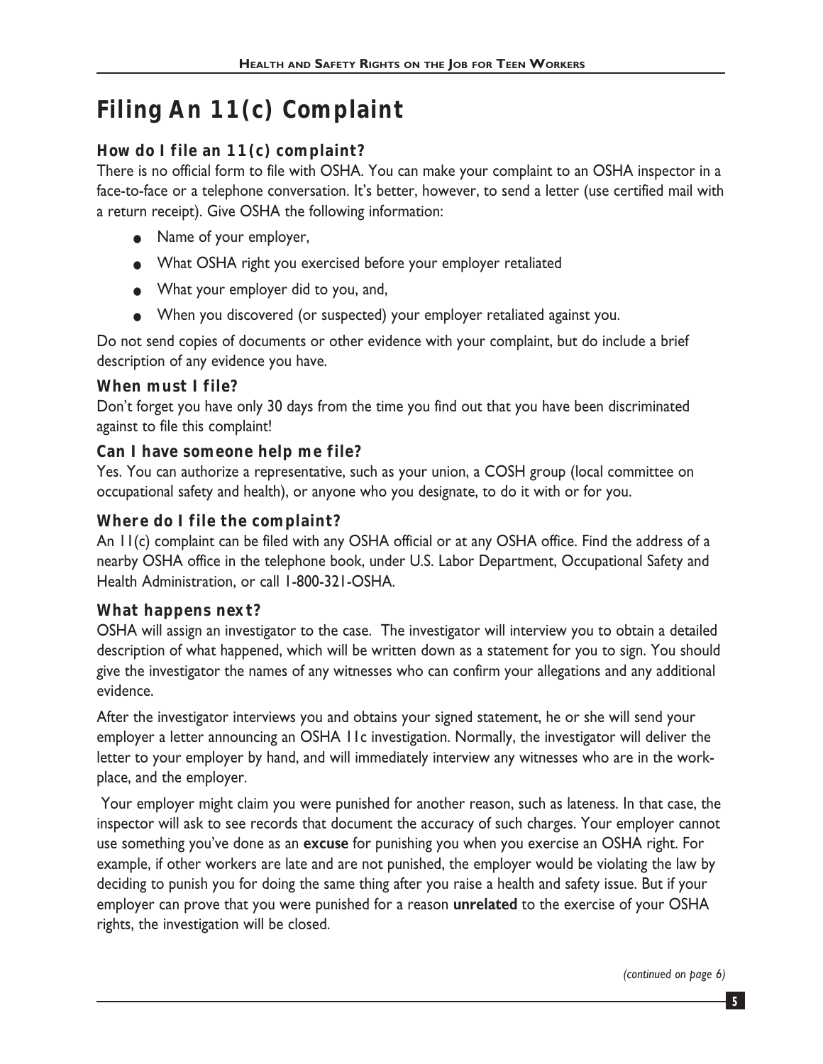# Filing An 11(c) Complaint

### How do I file an 11(c) complaint?

There is no official form to file with OSHA. You can make your complaint to an OSHA inspector in a face-to-face or a telephone conversation. It's better, however, to send a letter (use certified mail with a return receipt). Give OSHA the following information:

- Name of your employer,
- What OSHA right you exercised before your employer retaliated
- What your employer did to you, and,
- When you discovered (or suspected) your employer retaliated against you.

Do not send copies of documents or other evidence with your complaint, but do include a brief description of any evidence you have.

### When must I file?

Don't forget you have only 30 days from the time you find out that you have been discriminated against to file this complaint!

### Can I have someone help me file?

Yes. You can authorize a representative, such as your union, a COSH group (local committee on occupational safety and health), or anyone who you designate, to do it with or for you.

### Where do I file the complaint?

An 11(c) complaint can be filed with any OSHA official or at any OSHA office. Find the address of a nearby OSHA office in the telephone book, under U.S. Labor Department, Occupational Safety and Health Administration, or call 1-800-321-OSHA.

### What happens next?

OSHA will assign an investigator to the case. The investigator will interview you to obtain a detailed description of what happened, which will be written down as a statement for you to sign. You should give the investigator the names of any witnesses who can confirm your allegations and any additional evidence.

After the investigator interviews you and obtains your signed statement, he or she will send your employer a letter announcing an OSHA 11c investigation. Normally, the investigator will deliver the letter to your employer by hand, and will immediately interview any witnesses who are in the workplace, and the employer.

Your employer might claim you were punished for another reason, such as lateness. In that case, the inspector will ask to see records that document the accuracy of such charges. Your employer cannot use something you've done as an **excuse** for punishing you when you exercise an OSHA right. For example, if other workers are late and are not punished, the employer would be violating the law by deciding to punish you for doing the same thing after you raise a health and safety issue. But if your employer can prove that you were punished for a reason **unrelated** to the exercise of your OSHA rights, the investigation will be closed.

*(continued on page 6)*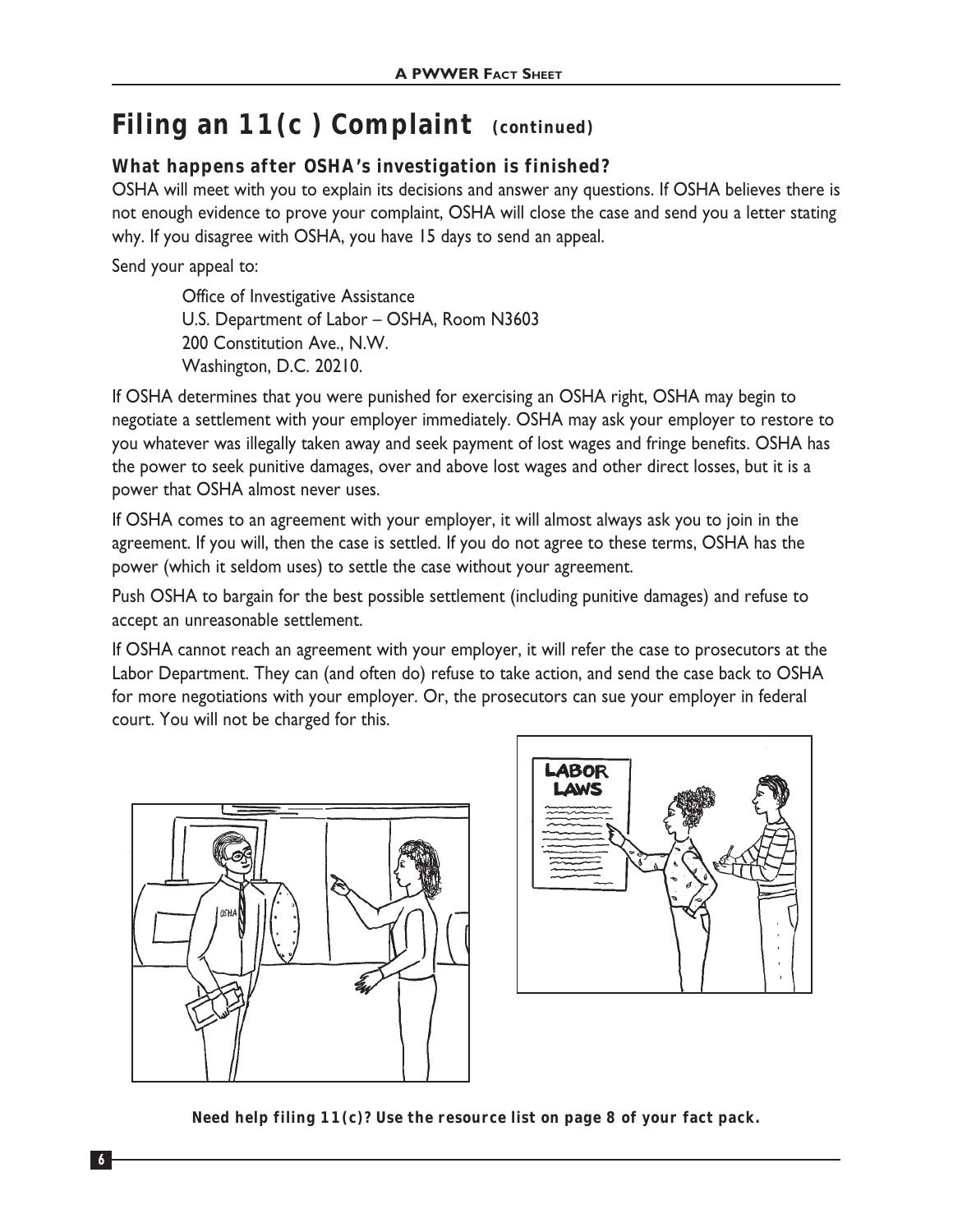# Filing an 11(c ) Complaint *(continued)*

### What happens after OSHA's investigation is finished?

OSHA will meet with you to explain its decisions and answer any questions. If OSHA believes there is not enough evidence to prove your complaint, OSHA will close the case and send you a letter stating why. If you disagree with OSHA, you have 15 days to send an appeal.

Send your appeal to:

> Office of Investigative Assistance
> U.S. Department of Labor – OSHA, Room N3603
> 200 Constitution Ave., N.W.
> Washington, D.C. 20210.

If OSHA determines that you were punished for exercising an OSHA right, OSHA may begin to negotiate a settlement with your employer immediately. OSHA may ask your employer to restore to you whatever was illegally taken away and seek payment of lost wages and fringe benefits. OSHA has the power to seek punitive damages, over and above lost wages and other direct losses, but it is a power that OSHA almost never uses.

If OSHA comes to an agreement with your employer, it will almost always ask you to join in the agreement. If you will, then the case is settled. If you do not agree to these terms, OSHA has the power (which it seldom uses) to settle the case without your agreement.

Push OSHA to bargain for the best possible settlement (including punitive damages) and refuse to accept an unreasonable settlement.

If OSHA cannot reach an agreement with your employer, it will refer the case to prosecutors at the Labor Department. They can (and often do) refuse to take action, and send the case back to OSHA for more negotiations with your employer. Or, the prosecutors can sue your employer in federal court. You will not be charged for this.

**Need help filing 11(c)? Use the resource list on page 8 of your fact pack.**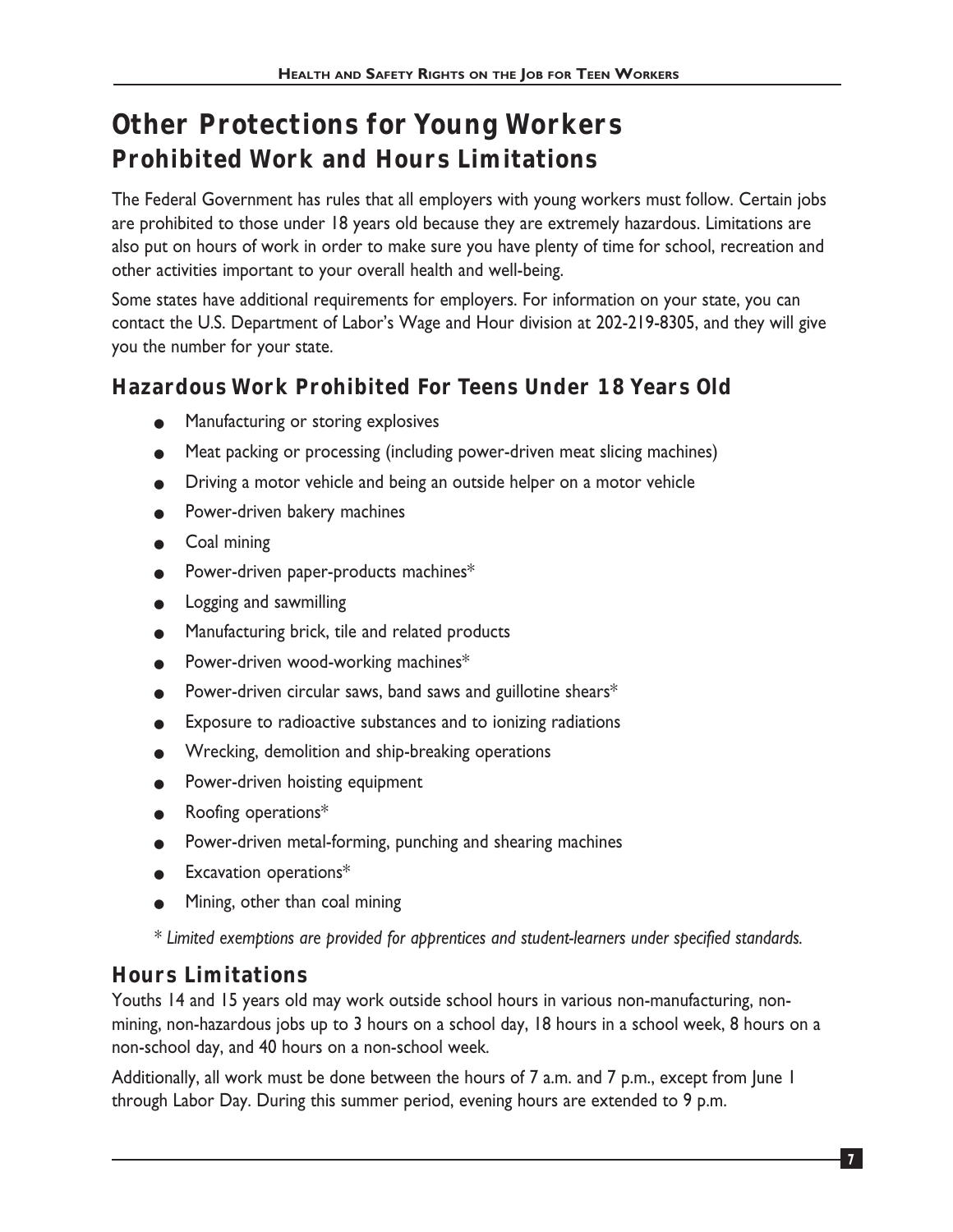# Other Protections for Young Workers

## Prohibited Work and Hours Limitations

The Federal Government has rules that all employers with young workers must follow. Certain jobs are prohibited to those under 18 years old because they are extremely hazardous. Limitations are also put on hours of work in order to make sure you have plenty of time for school, recreation and other activities important to your overall health and well-being.

Some states have additional requirements for employers. For information on your state, you can contact the U.S. Department of Labor's Wage and Hour division at 202-219-8305, and they will give you the number for your state.

### Hazardous Work Prohibited For Teens Under 18 Years Old

- Manufacturing or storing explosives
- Meat packing or processing (including power-driven meat slicing machines)
- Driving a motor vehicle and being an outside helper on a motor vehicle
- Power-driven bakery machines
- Coal mining
- Power-driven paper-products machines*
- Logging and sawmilling
- Manufacturing brick, tile and related products
- Power-driven wood-working machines*
- Power-driven circular saws, band saws and guillotine shears*
- Exposure to radioactive substances and to ionizing radiations
- Wrecking, demolition and ship-breaking operations
- Power-driven hoisting equipment
- Roofing operations*
- Power-driven metal-forming, punching and shearing machines
- Excavation operations*
- Mining, other than coal mining

*\* Limited exemptions are provided for apprentices and student-learners under specified standards.*

### Hours Limitations

Youths 14 and 15 years old may work outside school hours in various non-manufacturing, non-mining, non-hazardous jobs up to 3 hours on a school day, 18 hours in a school week, 8 hours on a non-school day, and 40 hours on a non-school week.

Additionally, all work must be done between the hours of 7 a.m. and 7 p.m., except from June 1 through Labor Day. During this summer period, evening hours are extended to 9 p.m.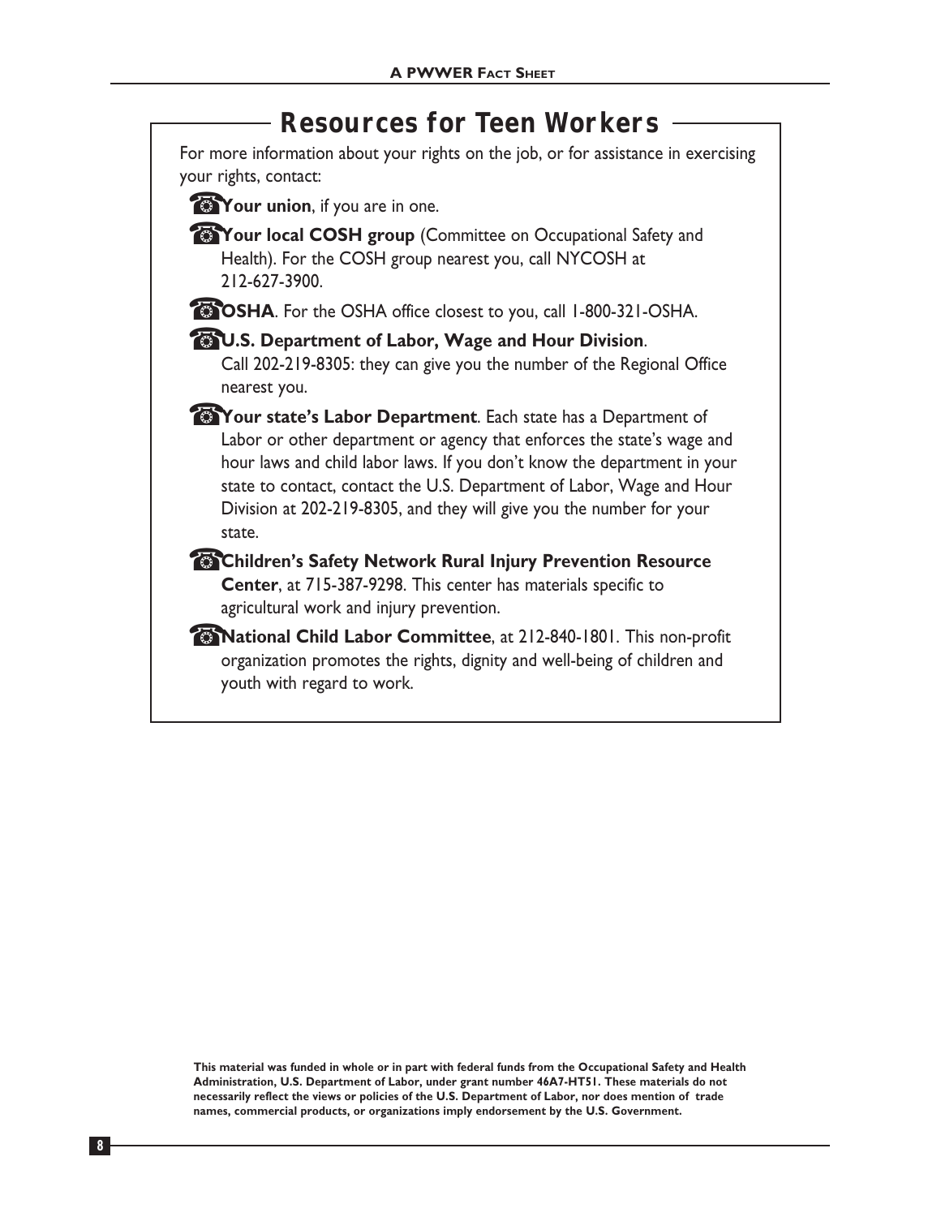## Resources for Teen Workers

For more information about your rights on the job, or for assistance in exercising your rights, contact:

- ☎**Your union**, if you are in one.
- ☎**Your local COSH group** (Committee on Occupational Safety and Health). For the COSH group nearest you, call NYCOSH at 212-627-3900.
- ☎**OSHA**. For the OSHA office closest to you, call 1-800-321-OSHA.
- ☎**U.S. Department of Labor, Wage and Hour Division**. Call 202-219-8305: they can give you the number of the Regional Office nearest you.
- ☎**Your state's Labor Department**. Each state has a Department of Labor or other department or agency that enforces the state's wage and hour laws and child labor laws. If you don't know the department in your state to contact, contact the U.S. Department of Labor, Wage and Hour Division at 202-219-8305, and they will give you the number for your state.
- ☎**Children's Safety Network Rural Injury Prevention Resource Center**, at 715-387-9298. This center has materials specific to agricultural work and injury prevention.
- ☎**National Child Labor Committee**, at 212-840-1801. This non-profit organization promotes the rights, dignity and well-being of children and youth with regard to work.

**This material was funded in whole or in part with federal funds from the Occupational Safety and Health Administration, U.S. Department of Labor, under grant number 46A7-HT51. These materials do not necessarily reflect the views or policies of the U.S. Department of Labor, nor does mention of trade names, commercial products, or organizations imply endorsement by the U.S. Government.**